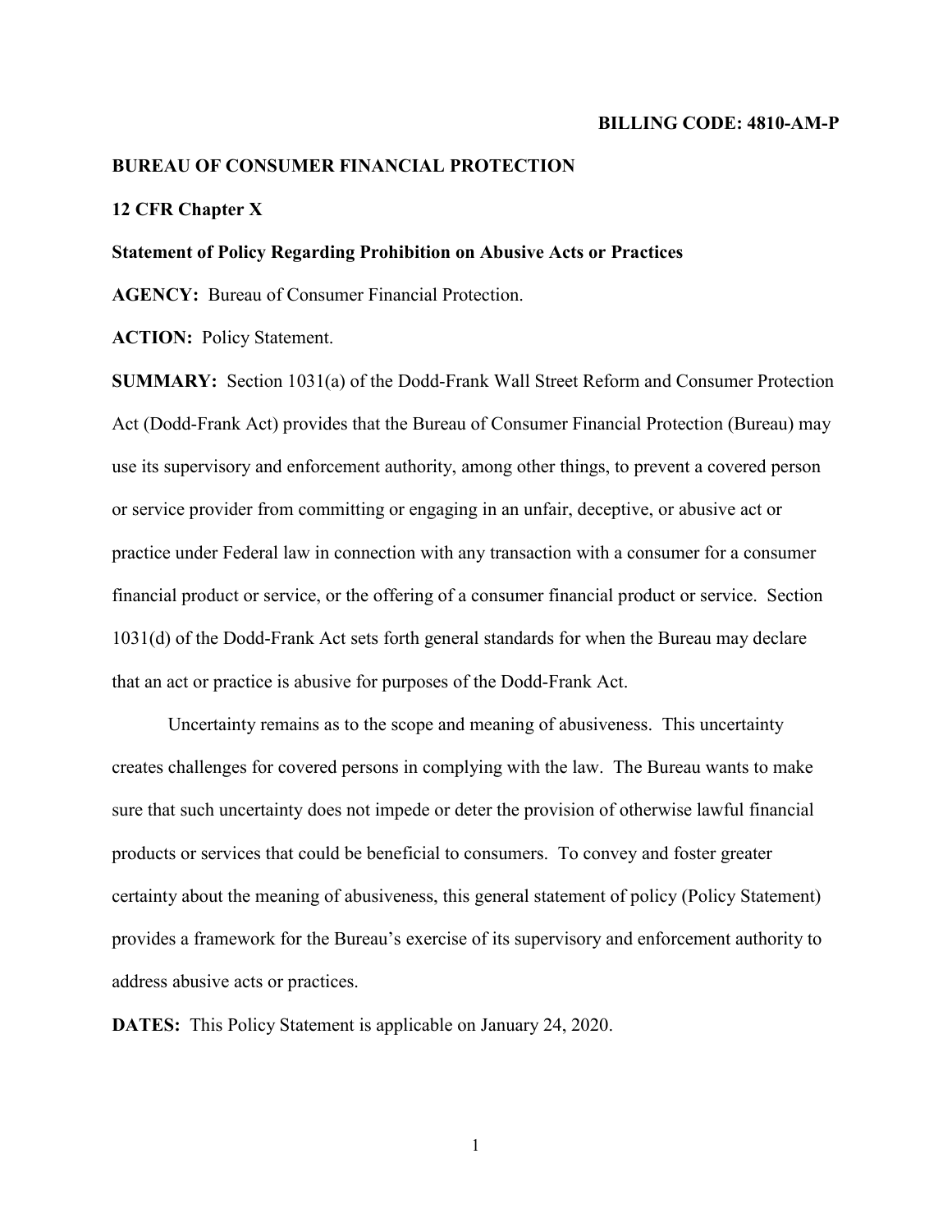**BILLING CODE: 4810-AM-P**

**BUREAU OF CONSUMER FINANCIAL PROTECTION**

**12 CFR Chapter X**

**Statement of Policy Regarding Prohibition on Abusive Acts or Practices**

**AGENCY:** Bureau of Consumer Financial Protection.

**ACTION:** Policy Statement.

**SUMMARY:** Section 1031(a) of the Dodd-Frank Wall Street Reform and Consumer Protection Act (Dodd-Frank Act) provides that the Bureau of Consumer Financial Protection (Bureau) may use its supervisory and enforcement authority, among other things, to prevent a covered person or service provider from committing or engaging in an unfair, deceptive, or abusive act or practice under Federal law in connection with any transaction with a consumer for a consumer financial product or service, or the offering of a consumer financial product or service. Section 1031(d) of the Dodd-Frank Act sets forth general standards for when the Bureau may declare that an act or practice is abusive for purposes of the Dodd-Frank Act.

Uncertainty remains as to the scope and meaning of abusiveness. This uncertainty creates challenges for covered persons in complying with the law. The Bureau wants to make sure that such uncertainty does not impede or deter the provision of otherwise lawful financial products or services that could be beneficial to consumers. To convey and foster greater certainty about the meaning of abusiveness, this general statement of policy (Policy Statement) provides a framework for the Bureau's exercise of its supervisory and enforcement authority to address abusive acts or practices.

**DATES:** This Policy Statement is applicable on January 24, 2020.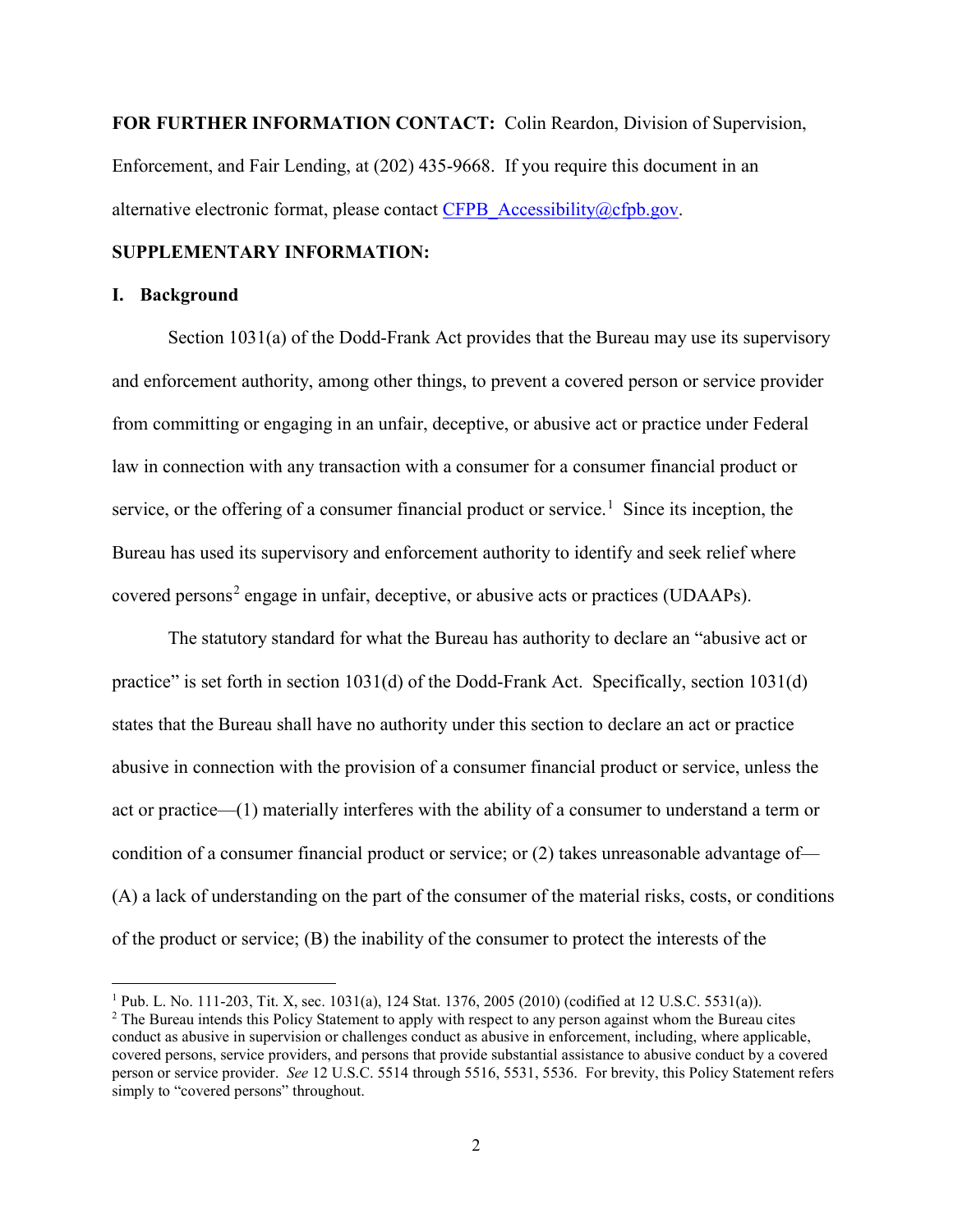**FOR FURTHER INFORMATION CONTACT:** Colin Reardon, Division of Supervision, Enforcement, and Fair Lending, at (202) 435-9668. If you require this document in an alternative electronic format, please contact CFPB_Accessibility@cfpb.gov.

**SUPPLEMENTARY INFORMATION:**

## I. Background

Section 1031(a) of the Dodd-Frank Act provides that the Bureau may use its supervisory and enforcement authority, among other things, to prevent a covered person or service provider from committing or engaging in an unfair, deceptive, or abusive act or practice under Federal law in connection with any transaction with a consumer for a consumer financial product or service, or the offering of a consumer financial product or service.[1] Since its inception, the Bureau has used its supervisory and enforcement authority to identify and seek relief where covered persons[2] engage in unfair, deceptive, or abusive acts or practices (UDAAPs).

The statutory standard for what the Bureau has authority to declare an "abusive act or practice" is set forth in section 1031(d) of the Dodd-Frank Act. Specifically, section 1031(d) states that the Bureau shall have no authority under this section to declare an act or practice abusive in connection with the provision of a consumer financial product or service, unless the act or practice—(1) materially interferes with the ability of a consumer to understand a term or condition of a consumer financial product or service; or (2) takes unreasonable advantage of—(A) a lack of understanding on the part of the consumer of the material risks, costs, or conditions of the product or service; (B) the inability of the consumer to protect the interests of the

---

[1] Pub. L. No. 111-203, Tit. X, sec. 1031(a), 124 Stat. 1376, 2005 (2010) (codified at 12 U.S.C. 5531(a)).

[2] The Bureau intends this Policy Statement to apply with respect to any person against whom the Bureau cites conduct as abusive in supervision or challenges conduct as abusive in enforcement, including, where applicable, covered persons, service providers, and persons that provide substantial assistance to abusive conduct by a covered person or service provider. *See* 12 U.S.C. 5514 through 5516, 5531, 5536. For brevity, this Policy Statement refers simply to "covered persons" throughout.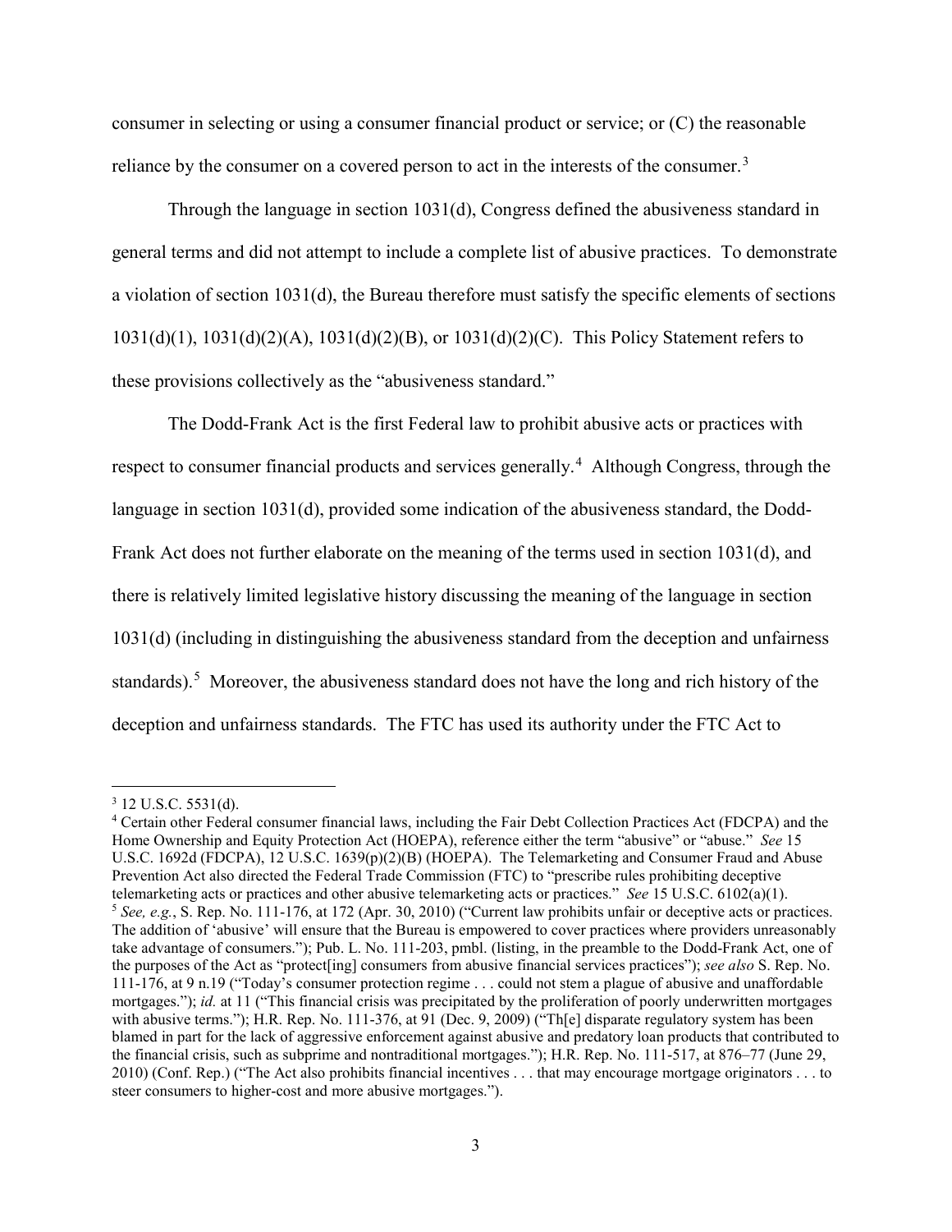consumer in selecting or using a consumer financial product or service; or (C) the reasonable reliance by the consumer on a covered person to act in the interests of the consumer.[3]

Through the language in section 1031(d), Congress defined the abusiveness standard in general terms and did not attempt to include a complete list of abusive practices. To demonstrate a violation of section 1031(d), the Bureau therefore must satisfy the specific elements of sections 1031(d)(1), 1031(d)(2)(A), 1031(d)(2)(B), or 1031(d)(2)(C). This Policy Statement refers to these provisions collectively as the "abusiveness standard."

The Dodd-Frank Act is the first Federal law to prohibit abusive acts or practices with respect to consumer financial products and services generally.[4] Although Congress, through the language in section 1031(d), provided some indication of the abusiveness standard, the Dodd-Frank Act does not further elaborate on the meaning of the terms used in section 1031(d), and there is relatively limited legislative history discussing the meaning of the language in section 1031(d) (including in distinguishing the abusiveness standard from the deception and unfairness standards).[5] Moreover, the abusiveness standard does not have the long and rich history of the deception and unfairness standards. The FTC has used its authority under the FTC Act to

---

[3] 12 U.S.C. 5531(d).

[4] Certain other Federal consumer financial laws, including the Fair Debt Collection Practices Act (FDCPA) and the Home Ownership and Equity Protection Act (HOEPA), reference either the term "abusive" or "abuse." *See* 15 U.S.C. 1692d (FDCPA), 12 U.S.C. 1639(p)(2)(B) (HOEPA). The Telemarketing and Consumer Fraud and Abuse Prevention Act also directed the Federal Trade Commission (FTC) to "prescribe rules prohibiting deceptive telemarketing acts or practices and other abusive telemarketing acts or practices." *See* 15 U.S.C. 6102(a)(1).

[5] *See, e.g.*, S. Rep. No. 111-176, at 172 (Apr. 30, 2010) ("Current law prohibits unfair or deceptive acts or practices. The addition of 'abusive' will ensure that the Bureau is empowered to cover practices where providers unreasonably take advantage of consumers."); Pub. L. No. 111-203, pmbl. (listing, in the preamble to the Dodd-Frank Act, one of the purposes of the Act as "protect[ing] consumers from abusive financial services practices"); *see also* S. Rep. No. 111-176, at 9 n.19 ("Today's consumer protection regime . . . could not stem a plague of abusive and unaffordable mortgages."); *id.* at 11 ("This financial crisis was precipitated by the proliferation of poorly underwritten mortgages with abusive terms."); H.R. Rep. No. 111-376, at 91 (Dec. 9, 2009) ("Th[e] disparate regulatory system has been blamed in part for the lack of aggressive enforcement against abusive and predatory loan products that contributed to the financial crisis, such as subprime and nontraditional mortgages."); H.R. Rep. No. 111-517, at 876–77 (June 29, 2010) (Conf. Rep.) ("The Act also prohibits financial incentives . . . that may encourage mortgage originators . . . to steer consumers to higher-cost and more abusive mortgages.").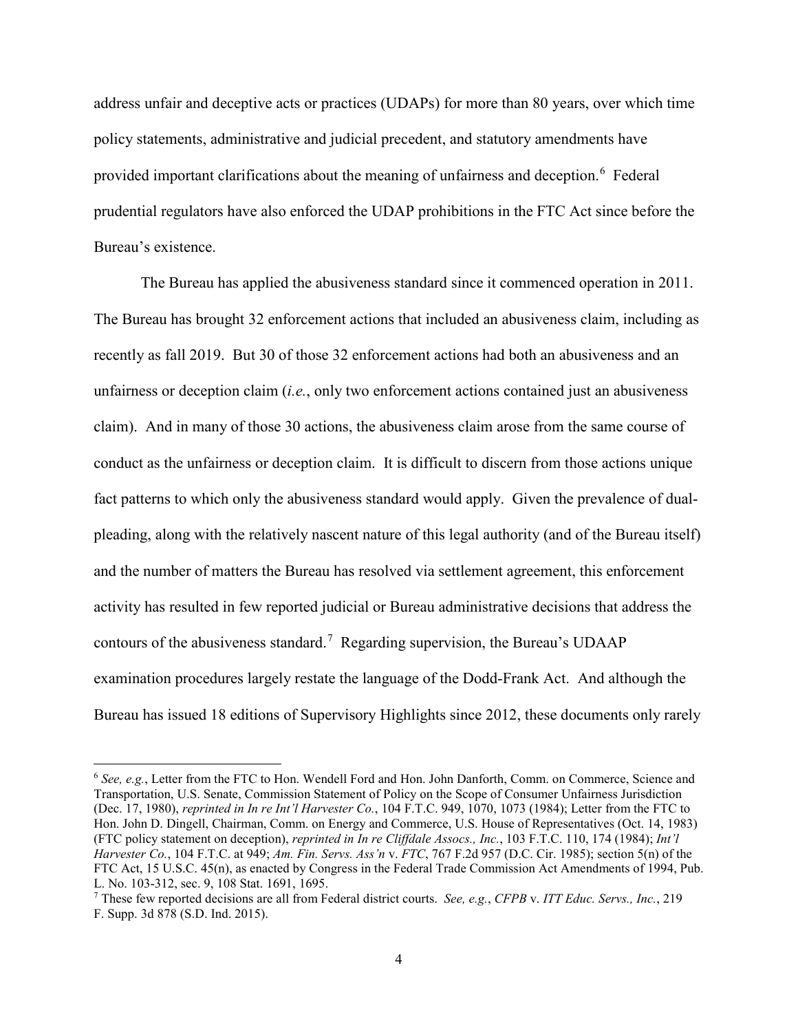address unfair and deceptive acts or practices (UDAPs) for more than 80 years, over which time policy statements, administrative and judicial precedent, and statutory amendments have provided important clarifications about the meaning of unfairness and deception.[6] Federal prudential regulators have also enforced the UDAP prohibitions in the FTC Act since before the Bureau's existence.

The Bureau has applied the abusiveness standard since it commenced operation in 2011. The Bureau has brought 32 enforcement actions that included an abusiveness claim, including as recently as fall 2019. But 30 of those 32 enforcement actions had both an abusiveness and an unfairness or deception claim (*i.e.*, only two enforcement actions contained just an abusiveness claim). And in many of those 30 actions, the abusiveness claim arose from the same course of conduct as the unfairness or deception claim. It is difficult to discern from those actions unique fact patterns to which only the abusiveness standard would apply. Given the prevalence of dual-pleading, along with the relatively nascent nature of this legal authority (and of the Bureau itself) and the number of matters the Bureau has resolved via settlement agreement, this enforcement activity has resulted in few reported judicial or Bureau administrative decisions that address the contours of the abusiveness standard.[7] Regarding supervision, the Bureau's UDAAP examination procedures largely restate the language of the Dodd-Frank Act. And although the Bureau has issued 18 editions of Supervisory Highlights since 2012, these documents only rarely

---

[6] *See, e.g.*, Letter from the FTC to Hon. Wendell Ford and Hon. John Danforth, Comm. on Commerce, Science and Transportation, U.S. Senate, Commission Statement of Policy on the Scope of Consumer Unfairness Jurisdiction (Dec. 17, 1980), *reprinted in In re Int'l Harvester Co.*, 104 F.T.C. 949, 1070, 1073 (1984); Letter from the FTC to Hon. John D. Dingell, Chairman, Comm. on Energy and Commerce, U.S. House of Representatives (Oct. 14, 1983) (FTC policy statement on deception), *reprinted in In re Cliffdale Assocs., Inc.*, 103 F.T.C. 110, 174 (1984); *Int'l Harvester Co.*, 104 F.T.C. at 949; *Am. Fin. Servs. Ass'n* v. *FTC*, 767 F.2d 957 (D.C. Cir. 1985); section 5(n) of the FTC Act, 15 U.S.C. 45(n), as enacted by Congress in the Federal Trade Commission Act Amendments of 1994, Pub. L. No. 103-312, sec. 9, 108 Stat. 1691, 1695.

[7] These few reported decisions are all from Federal district courts. *See, e.g.*, *CFPB* v. *ITT Educ. Servs., Inc.*, 219 F. Supp. 3d 878 (S.D. Ind. 2015).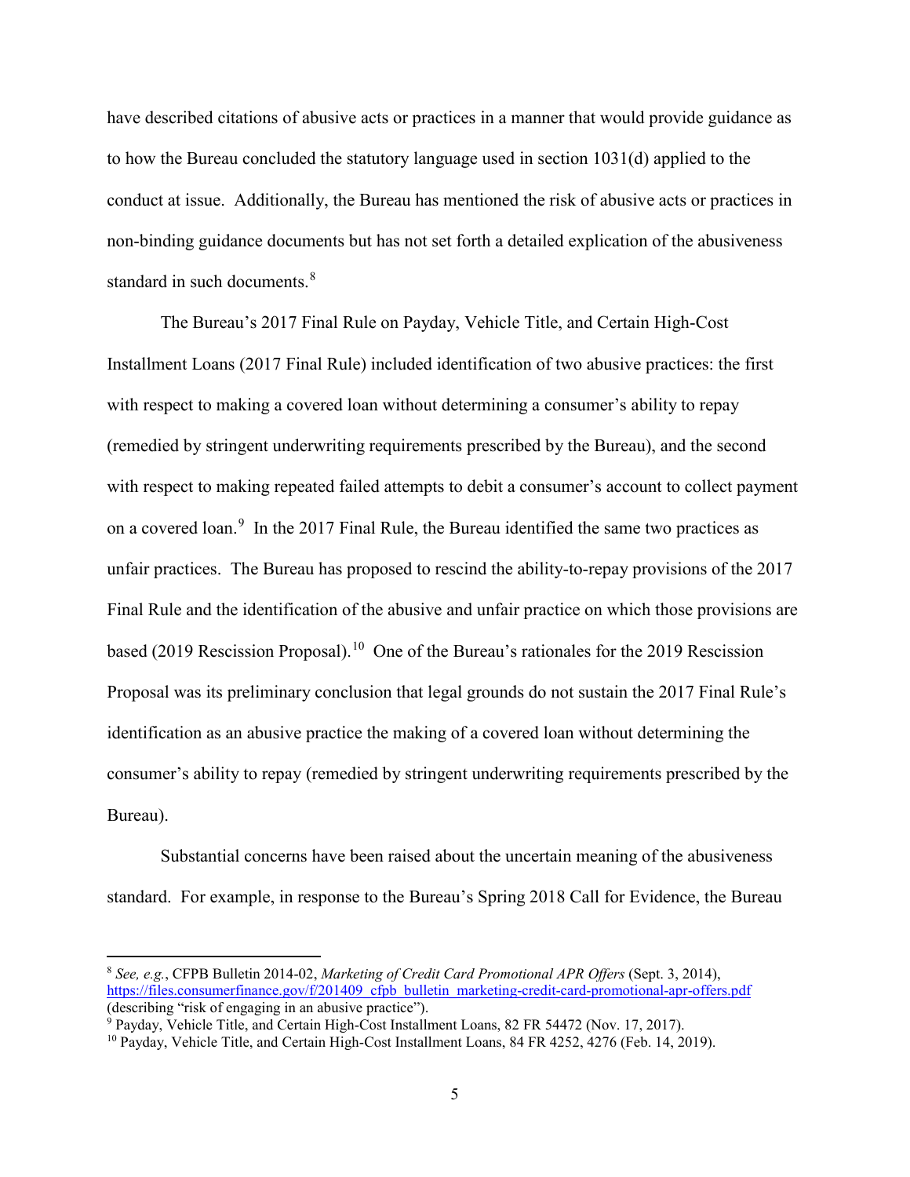have described citations of abusive acts or practices in a manner that would provide guidance as to how the Bureau concluded the statutory language used in section 1031(d) applied to the conduct at issue. Additionally, the Bureau has mentioned the risk of abusive acts or practices in non-binding guidance documents but has not set forth a detailed explication of the abusiveness standard in such documents.[8]

The Bureau's 2017 Final Rule on Payday, Vehicle Title, and Certain High-Cost Installment Loans (2017 Final Rule) included identification of two abusive practices: the first with respect to making a covered loan without determining a consumer's ability to repay (remedied by stringent underwriting requirements prescribed by the Bureau), and the second with respect to making repeated failed attempts to debit a consumer's account to collect payment on a covered loan.[9] In the 2017 Final Rule, the Bureau identified the same two practices as unfair practices. The Bureau has proposed to rescind the ability-to-repay provisions of the 2017 Final Rule and the identification of the abusive and unfair practice on which those provisions are based (2019 Rescission Proposal).[10] One of the Bureau's rationales for the 2019 Rescission Proposal was its preliminary conclusion that legal grounds do not sustain the 2017 Final Rule's identification as an abusive practice the making of a covered loan without determining the consumer's ability to repay (remedied by stringent underwriting requirements prescribed by the Bureau).

Substantial concerns have been raised about the uncertain meaning of the abusiveness standard. For example, in response to the Bureau's Spring 2018 Call for Evidence, the Bureau

---

[8] *See, e.g.*, CFPB Bulletin 2014-02, *Marketing of Credit Card Promotional APR Offers* (Sept. 3, 2014), https://files.consumerfinance.gov/f/201409_cfpb_bulletin_marketing-credit-card-promotional-apr-offers.pdf (describing "risk of engaging in an abusive practice").

[9] Payday, Vehicle Title, and Certain High-Cost Installment Loans, 82 FR 54472 (Nov. 17, 2017).

[10] Payday, Vehicle Title, and Certain High-Cost Installment Loans, 84 FR 4252, 4276 (Feb. 14, 2019).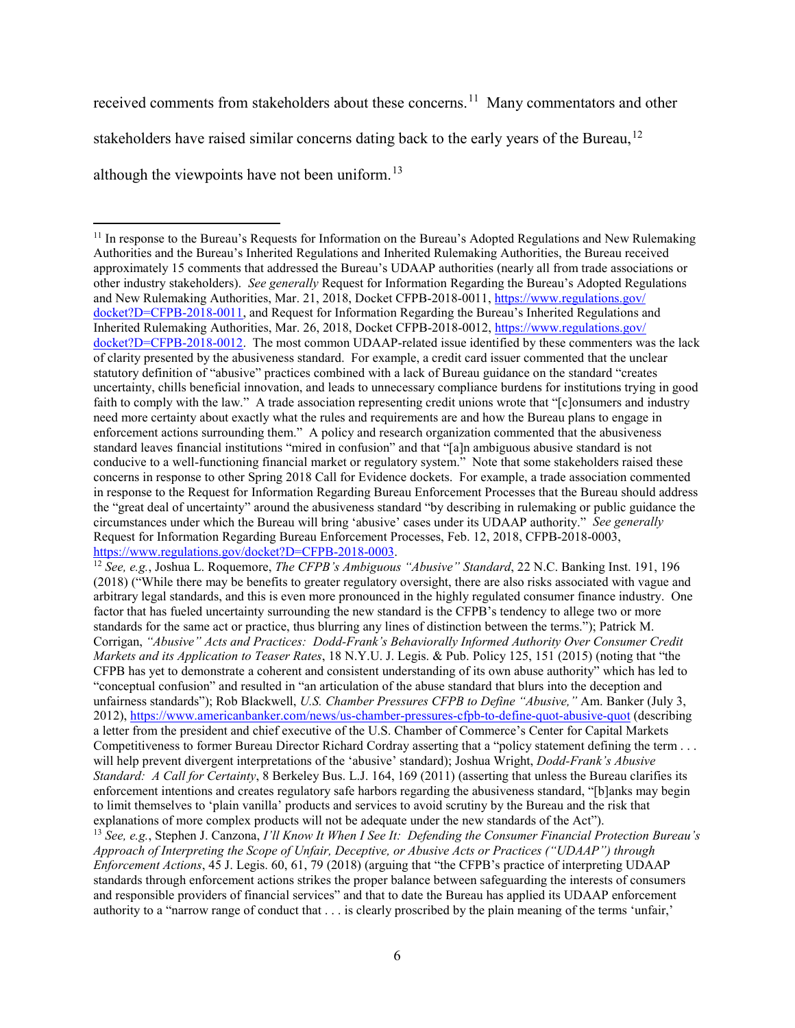received comments from stakeholders about these concerns.[11] Many commentators and other stakeholders have raised similar concerns dating back to the early years of the Bureau,[12] although the viewpoints have not been uniform.[13]

---

[11] In response to the Bureau's Requests for Information on the Bureau's Adopted Regulations and New Rulemaking Authorities and the Bureau's Inherited Regulations and Inherited Rulemaking Authorities, the Bureau received approximately 15 comments that addressed the Bureau's UDAAP authorities (nearly all from trade associations or other industry stakeholders). *See generally* Request for Information Regarding the Bureau's Adopted Regulations and New Rulemaking Authorities, Mar. 21, 2018, Docket CFPB-2018-0011, https://www.regulations.gov/docket?D=CFPB-2018-0011, and Request for Information Regarding the Bureau's Inherited Regulations and Inherited Rulemaking Authorities, Mar. 26, 2018, Docket CFPB-2018-0012, https://www.regulations.gov/docket?D=CFPB-2018-0012. The most common UDAAP-related issue identified by these commenters was the lack of clarity presented by the abusiveness standard. For example, a credit card issuer commented that the unclear statutory definition of "abusive" practices combined with a lack of Bureau guidance on the standard "creates uncertainty, chills beneficial innovation, and leads to unnecessary compliance burdens for institutions trying in good faith to comply with the law." A trade association representing credit unions wrote that "[c]onsumers and industry need more certainty about exactly what the rules and requirements are and how the Bureau plans to engage in enforcement actions surrounding them." A policy and research organization commented that the abusiveness standard leaves financial institutions "mired in confusion" and that "[a]n ambiguous abusive standard is not conducive to a well-functioning financial market or regulatory system." Note that some stakeholders raised these concerns in response to other Spring 2018 Call for Evidence dockets. For example, a trade association commented in response to the Request for Information Regarding Bureau Enforcement Processes that the Bureau should address the "great deal of uncertainty" around the abusiveness standard "by describing in rulemaking or public guidance the circumstances under which the Bureau will bring 'abusive' cases under its UDAAP authority." *See generally* Request for Information Regarding Bureau Enforcement Processes, Feb. 12, 2018, CFPB-2018-0003, https://www.regulations.gov/docket?D=CFPB-2018-0003.

[12] *See, e.g.*, Joshua L. Roquemore, *The CFPB's Ambiguous "Abusive" Standard*, 22 N.C. Banking Inst. 191, 196 (2018) ("While there may be benefits to greater regulatory oversight, there are also risks associated with vague and arbitrary legal standards, and this is even more pronounced in the highly regulated consumer finance industry. One factor that has fueled uncertainty surrounding the new standard is the CFPB's tendency to allege two or more standards for the same act or practice, thus blurring any lines of distinction between the terms."); Patrick M. Corrigan, *"Abusive" Acts and Practices: Dodd-Frank's Behaviorally Informed Authority Over Consumer Credit Markets and its Application to Teaser Rates*, 18 N.Y.U. J. Legis. & Pub. Policy 125, 151 (2015) (noting that "the CFPB has yet to demonstrate a coherent and consistent understanding of its own abuse authority" which has led to "conceptual confusion" and resulted in "an articulation of the abuse standard that blurs into the deception and unfairness standards"); Rob Blackwell, *U.S. Chamber Pressures CFPB to Define "Abusive,"* Am. Banker (July 3, 2012), https://www.americanbanker.com/news/us-chamber-pressures-cfpb-to-define-quot-abusive-quot (describing a letter from the president and chief executive of the U.S. Chamber of Commerce's Center for Capital Markets Competitiveness to former Bureau Director Richard Cordray asserting that a "policy statement defining the term . . . will help prevent divergent interpretations of the 'abusive' standard); Joshua Wright, *Dodd-Frank's Abusive Standard: A Call for Certainty*, 8 Berkeley Bus. L.J. 164, 169 (2011) (asserting that unless the Bureau clarifies its enforcement intentions and creates regulatory safe harbors regarding the abusiveness standard, "[b]anks may begin to limit themselves to 'plain vanilla' products and services to avoid scrutiny by the Bureau and the risk that explanations of more complex products will not be adequate under the new standards of the Act").

[13] *See, e.g.*, Stephen J. Canzona, *I'll Know It When I See It: Defending the Consumer Financial Protection Bureau's Approach of Interpreting the Scope of Unfair, Deceptive, or Abusive Acts or Practices ("UDAAP") through Enforcement Actions*, 45 J. Legis. 60, 61, 79 (2018) (arguing that "the CFPB's practice of interpreting UDAAP standards through enforcement actions strikes the proper balance between safeguarding the interests of consumers and responsible providers of financial services" and that to date the Bureau has applied its UDAAP enforcement authority to a "narrow range of conduct that . . . is clearly proscribed by the plain meaning of the terms 'unfair,'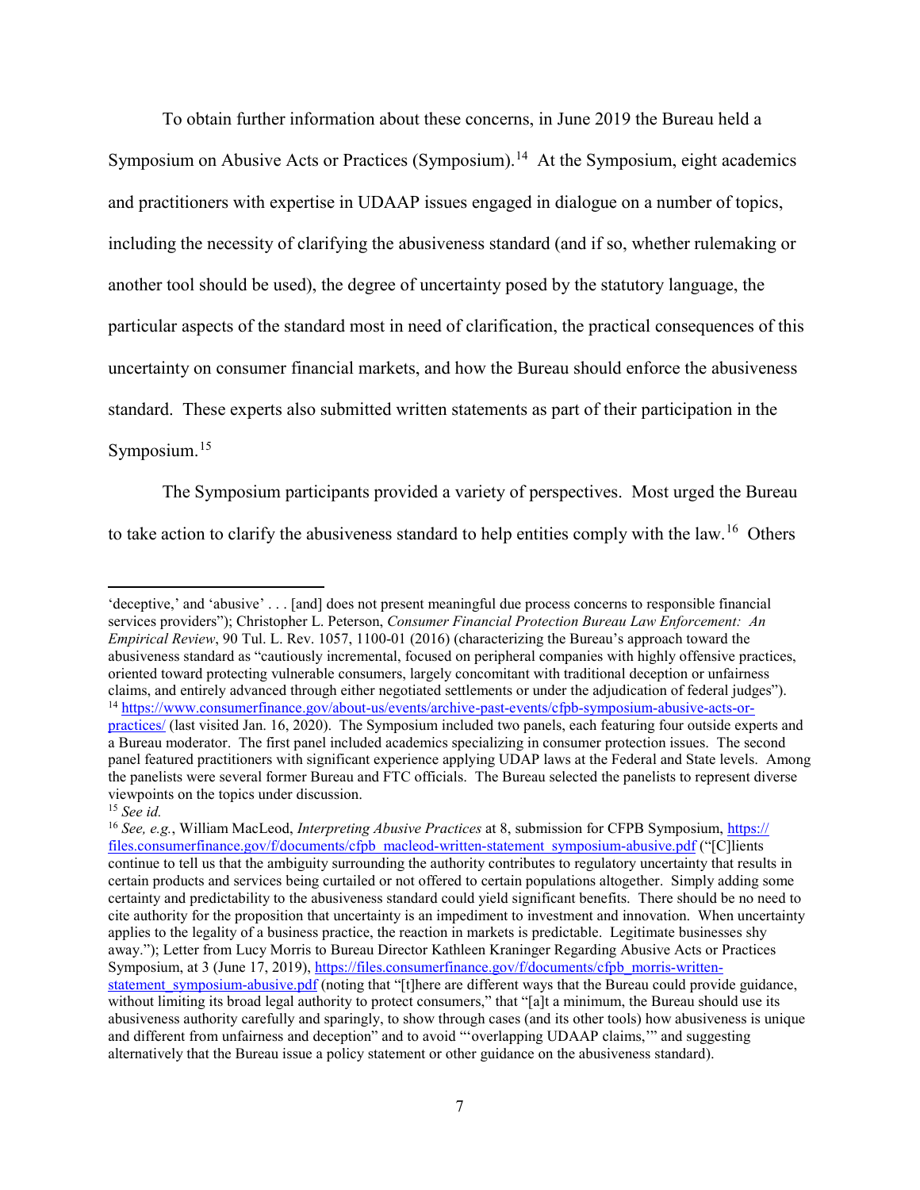To obtain further information about these concerns, in June 2019 the Bureau held a Symposium on Abusive Acts or Practices (Symposium).[14] At the Symposium, eight academics and practitioners with expertise in UDAAP issues engaged in dialogue on a number of topics, including the necessity of clarifying the abusiveness standard (and if so, whether rulemaking or another tool should be used), the degree of uncertainty posed by the statutory language, the particular aspects of the standard most in need of clarification, the practical consequences of this uncertainty on consumer financial markets, and how the Bureau should enforce the abusiveness standard. These experts also submitted written statements as part of their participation in the Symposium.[15]

The Symposium participants provided a variety of perspectives. Most urged the Bureau to take action to clarify the abusiveness standard to help entities comply with the law.[16] Others

---

'deceptive,' and 'abusive' . . . [and] does not present meaningful due process concerns to responsible financial services providers"); Christopher L. Peterson, *Consumer Financial Protection Bureau Law Enforcement: An Empirical Review*, 90 Tul. L. Rev. 1057, 1100-01 (2016) (characterizing the Bureau's approach toward the abusiveness standard as "cautiously incremental, focused on peripheral companies with highly offensive practices, oriented toward protecting vulnerable consumers, largely concomitant with traditional deception or unfairness claims, and entirely advanced through either negotiated settlements or under the adjudication of federal judges").

[14] https://www.consumerfinance.gov/about-us/events/archive-past-events/cfpb-symposium-abusive-acts-or-practices/ (last visited Jan. 16, 2020). The Symposium included two panels, each featuring four outside experts and a Bureau moderator. The first panel included academics specializing in consumer protection issues. The second panel featured practitioners with significant experience applying UDAP laws at the Federal and State levels. Among the panelists were several former Bureau and FTC officials. The Bureau selected the panelists to represent diverse viewpoints on the topics under discussion.

[15] *See id.*

[16] *See, e.g.*, William MacLeod, *Interpreting Abusive Practices* at 8, submission for CFPB Symposium, https://files.consumerfinance.gov/f/documents/cfpb_macleod-written-statement_symposium-abusive.pdf ("[C]lients continue to tell us that the ambiguity surrounding the authority contributes to regulatory uncertainty that results in certain products and services being curtailed or not offered to certain populations altogether. Simply adding some certainty and predictability to the abusiveness standard could yield significant benefits. There should be no need to cite authority for the proposition that uncertainty is an impediment to investment and innovation. When uncertainty applies to the legality of a business practice, the reaction in markets is predictable. Legitimate businesses shy away."); Letter from Lucy Morris to Bureau Director Kathleen Kraninger Regarding Abusive Acts or Practices Symposium, at 3 (June 17, 2019), https://files.consumerfinance.gov/f/documents/cfpb_morris-written-statement_symposium-abusive.pdf (noting that "[t]here are different ways that the Bureau could provide guidance, without limiting its broad legal authority to protect consumers," that "[a]t a minimum, the Bureau should use its abusiveness authority carefully and sparingly, to show through cases (and its other tools) how abusiveness is unique and different from unfairness and deception" and to avoid "'overlapping UDAAP claims,'" and suggesting alternatively that the Bureau issue a policy statement or other guidance on the abusiveness standard).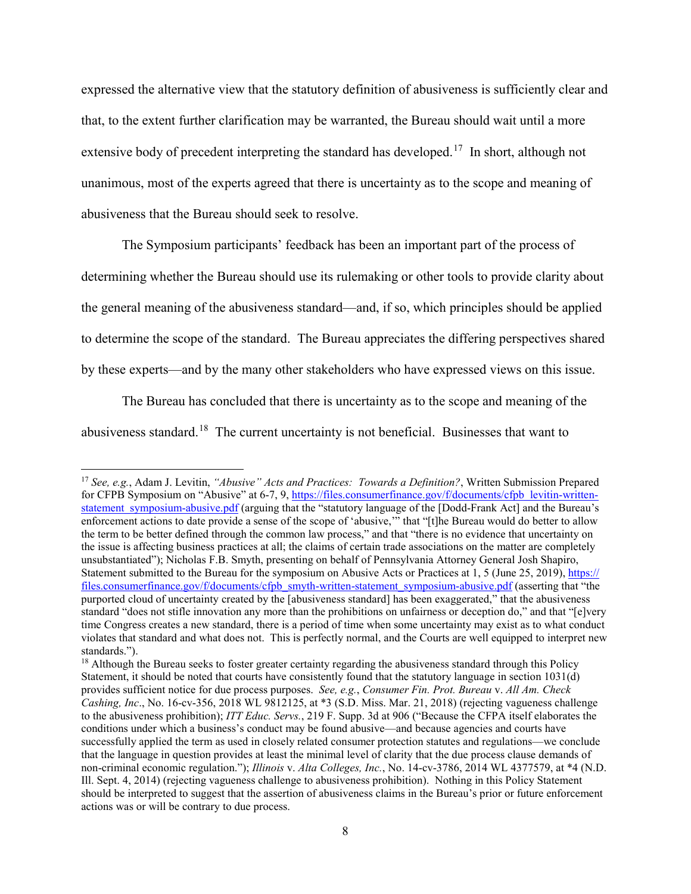expressed the alternative view that the statutory definition of abusiveness is sufficiently clear and that, to the extent further clarification may be warranted, the Bureau should wait until a more extensive body of precedent interpreting the standard has developed.[17] In short, although not unanimous, most of the experts agreed that there is uncertainty as to the scope and meaning of abusiveness that the Bureau should seek to resolve.

The Symposium participants' feedback has been an important part of the process of determining whether the Bureau should use its rulemaking or other tools to provide clarity about the general meaning of the abusiveness standard—and, if so, which principles should be applied to determine the scope of the standard. The Bureau appreciates the differing perspectives shared by these experts—and by the many other stakeholders who have expressed views on this issue.

The Bureau has concluded that there is uncertainty as to the scope and meaning of the abusiveness standard.[18] The current uncertainty is not beneficial. Businesses that want to

---

[17] *See, e.g.*, Adam J. Levitin, *"Abusive" Acts and Practices: Towards a Definition?*, Written Submission Prepared for CFPB Symposium on "Abusive" at 6-7, 9, [https://files.consumerfinance.gov/f/documents/cfpb_levitin-written-statement_symposium-abusive.pdf](https://files.consumerfinance.gov/f/documents/cfpb_levitin-written-statement_symposium-abusive.pdf) (arguing that the "statutory language of the [Dodd-Frank Act] and the Bureau's enforcement actions to date provide a sense of the scope of 'abusive,'" that "[t]he Bureau would do better to allow the term to be better defined through the common law process," and that "there is no evidence that uncertainty on the issue is affecting business practices at all; the claims of certain trade associations on the matter are completely unsubstantiated"); Nicholas F.B. Smyth, presenting on behalf of Pennsylvania Attorney General Josh Shapiro, Statement submitted to the Bureau for the symposium on Abusive Acts or Practices at 1, 5 (June 25, 2019), [https://files.consumerfinance.gov/f/documents/cfpb_smyth-written-statement_symposium-abusive.pdf](https://files.consumerfinance.gov/f/documents/cfpb_smyth-written-statement_symposium-abusive.pdf) (asserting that "the purported cloud of uncertainty created by the [abusiveness standard] has been exaggerated," that the abusiveness standard "does not stifle innovation any more than the prohibitions on unfairness or deception do," and that "[e]very time Congress creates a new standard, there is a period of time when some uncertainty may exist as to what conduct violates that standard and what does not. This is perfectly normal, and the Courts are well equipped to interpret new standards.").

[18] Although the Bureau seeks to foster greater certainty regarding the abusiveness standard through this Policy Statement, it should be noted that courts have consistently found that the statutory language in section 1031(d) provides sufficient notice for due process purposes. *See, e.g.*, *Consumer Fin. Prot. Bureau* v. *All Am. Check Cashing, Inc*., No. 16-cv-356, 2018 WL 9812125, at *3 (S.D. Miss. Mar. 21, 2018) (rejecting vagueness challenge to the abusiveness prohibition); *ITT Educ. Servs.*, 219 F. Supp. 3d at 906 ("Because the CFPA itself elaborates the conditions under which a business's conduct may be found abusive—and because agencies and courts have successfully applied the term as used in closely related consumer protection statutes and regulations—we conclude that the language in question provides at least the minimal level of clarity that the due process clause demands of non-criminal economic regulation."); *Illinois* v. *Alta Colleges, Inc.*, No. 14-cv-3786, 2014 WL 4377579, at *4 (N.D. Ill. Sept. 4, 2014) (rejecting vagueness challenge to abusiveness prohibition). Nothing in this Policy Statement should be interpreted to suggest that the assertion of abusiveness claims in the Bureau's prior or future enforcement actions was or will be contrary to due process.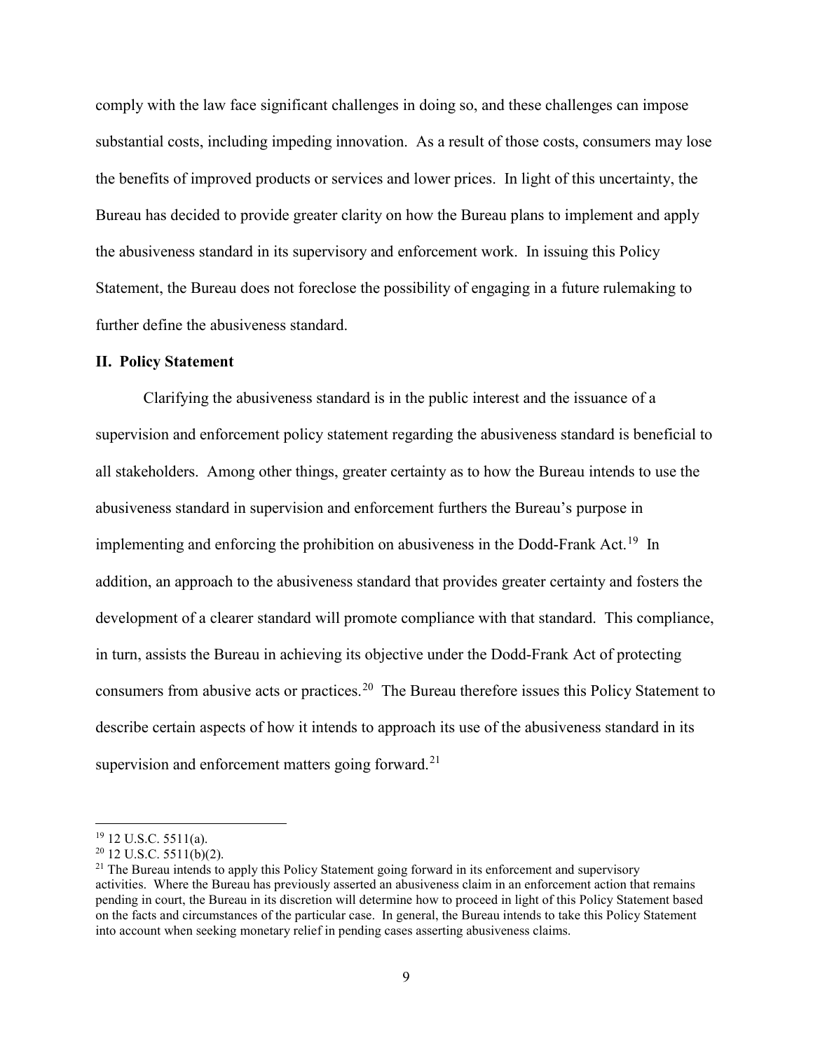comply with the law face significant challenges in doing so, and these challenges can impose substantial costs, including impeding innovation. As a result of those costs, consumers may lose the benefits of improved products or services and lower prices. In light of this uncertainty, the Bureau has decided to provide greater clarity on how the Bureau plans to implement and apply the abusiveness standard in its supervisory and enforcement work. In issuing this Policy Statement, the Bureau does not foreclose the possibility of engaging in a future rulemaking to further define the abusiveness standard.

## II. Policy Statement

Clarifying the abusiveness standard is in the public interest and the issuance of a supervision and enforcement policy statement regarding the abusiveness standard is beneficial to all stakeholders. Among other things, greater certainty as to how the Bureau intends to use the abusiveness standard in supervision and enforcement furthers the Bureau's purpose in implementing and enforcing the prohibition on abusiveness in the Dodd-Frank Act.[19] In addition, an approach to the abusiveness standard that provides greater certainty and fosters the development of a clearer standard will promote compliance with that standard. This compliance, in turn, assists the Bureau in achieving its objective under the Dodd-Frank Act of protecting consumers from abusive acts or practices.[20] The Bureau therefore issues this Policy Statement to describe certain aspects of how it intends to approach its use of the abusiveness standard in its supervision and enforcement matters going forward.[21]

---

[19] 12 U.S.C. 5511(a).

[20] 12 U.S.C. 5511(b)(2).

[21] The Bureau intends to apply this Policy Statement going forward in its enforcement and supervisory activities. Where the Bureau has previously asserted an abusiveness claim in an enforcement action that remains pending in court, the Bureau in its discretion will determine how to proceed in light of this Policy Statement based on the facts and circumstances of the particular case. In general, the Bureau intends to take this Policy Statement into account when seeking monetary relief in pending cases asserting abusiveness claims.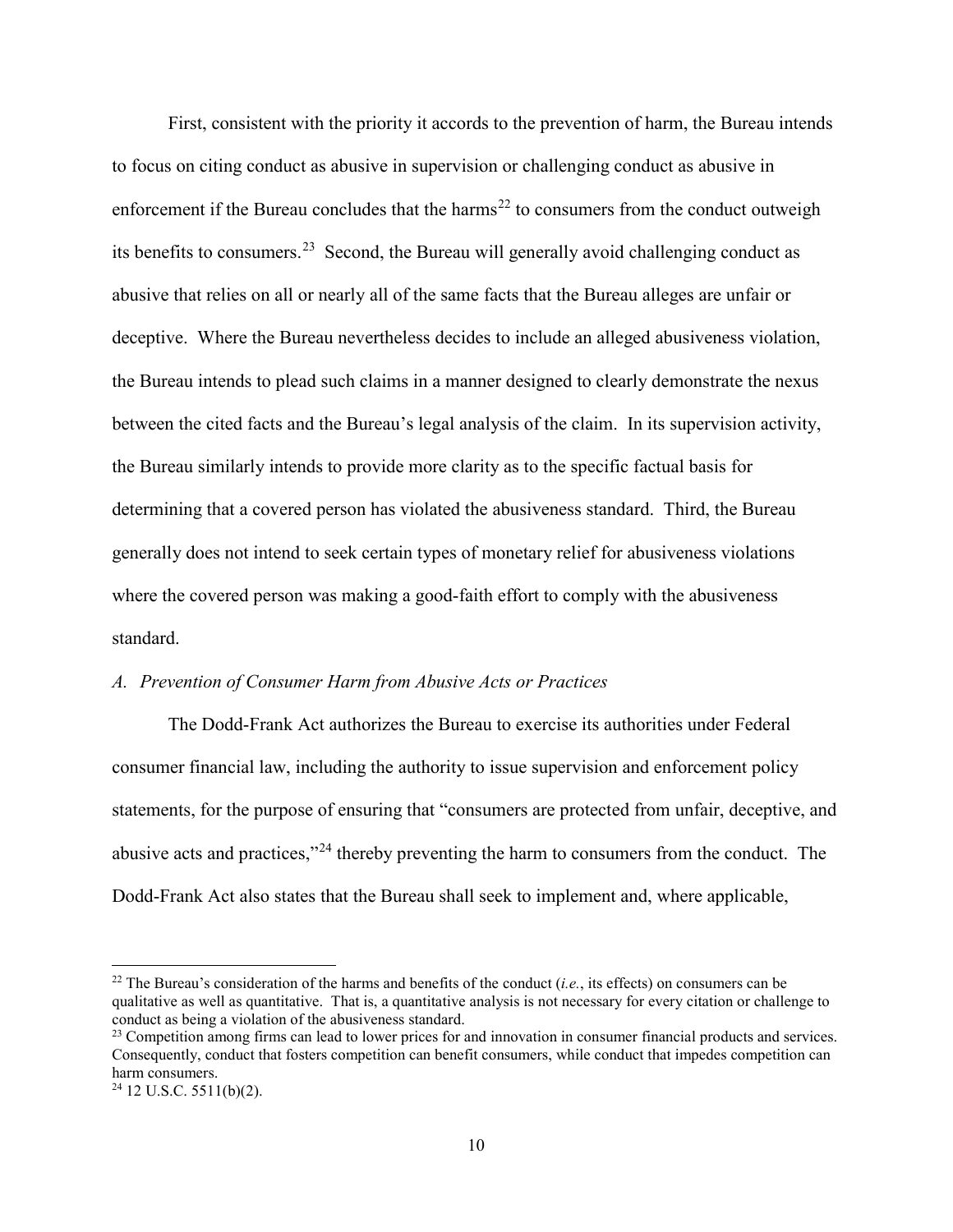First, consistent with the priority it accords to the prevention of harm, the Bureau intends to focus on citing conduct as abusive in supervision or challenging conduct as abusive in enforcement if the Bureau concludes that the harms[22] to consumers from the conduct outweigh its benefits to consumers.[23] Second, the Bureau will generally avoid challenging conduct as abusive that relies on all or nearly all of the same facts that the Bureau alleges are unfair or deceptive. Where the Bureau nevertheless decides to include an alleged abusiveness violation, the Bureau intends to plead such claims in a manner designed to clearly demonstrate the nexus between the cited facts and the Bureau's legal analysis of the claim. In its supervision activity, the Bureau similarly intends to provide more clarity as to the specific factual basis for determining that a covered person has violated the abusiveness standard. Third, the Bureau generally does not intend to seek certain types of monetary relief for abusiveness violations where the covered person was making a good-faith effort to comply with the abusiveness standard.

### *A. Prevention of Consumer Harm from Abusive Acts or Practices*

The Dodd-Frank Act authorizes the Bureau to exercise its authorities under Federal consumer financial law, including the authority to issue supervision and enforcement policy statements, for the purpose of ensuring that "consumers are protected from unfair, deceptive, and abusive acts and practices,"[24] thereby preventing the harm to consumers from the conduct. The Dodd-Frank Act also states that the Bureau shall seek to implement and, where applicable,

---

[22] The Bureau's consideration of the harms and benefits of the conduct (*i.e.*, its effects) on consumers can be qualitative as well as quantitative. That is, a quantitative analysis is not necessary for every citation or challenge to conduct as being a violation of the abusiveness standard.

[23] Competition among firms can lead to lower prices for and innovation in consumer financial products and services. Consequently, conduct that fosters competition can benefit consumers, while conduct that impedes competition can harm consumers.

[24] 12 U.S.C. 5511(b)(2).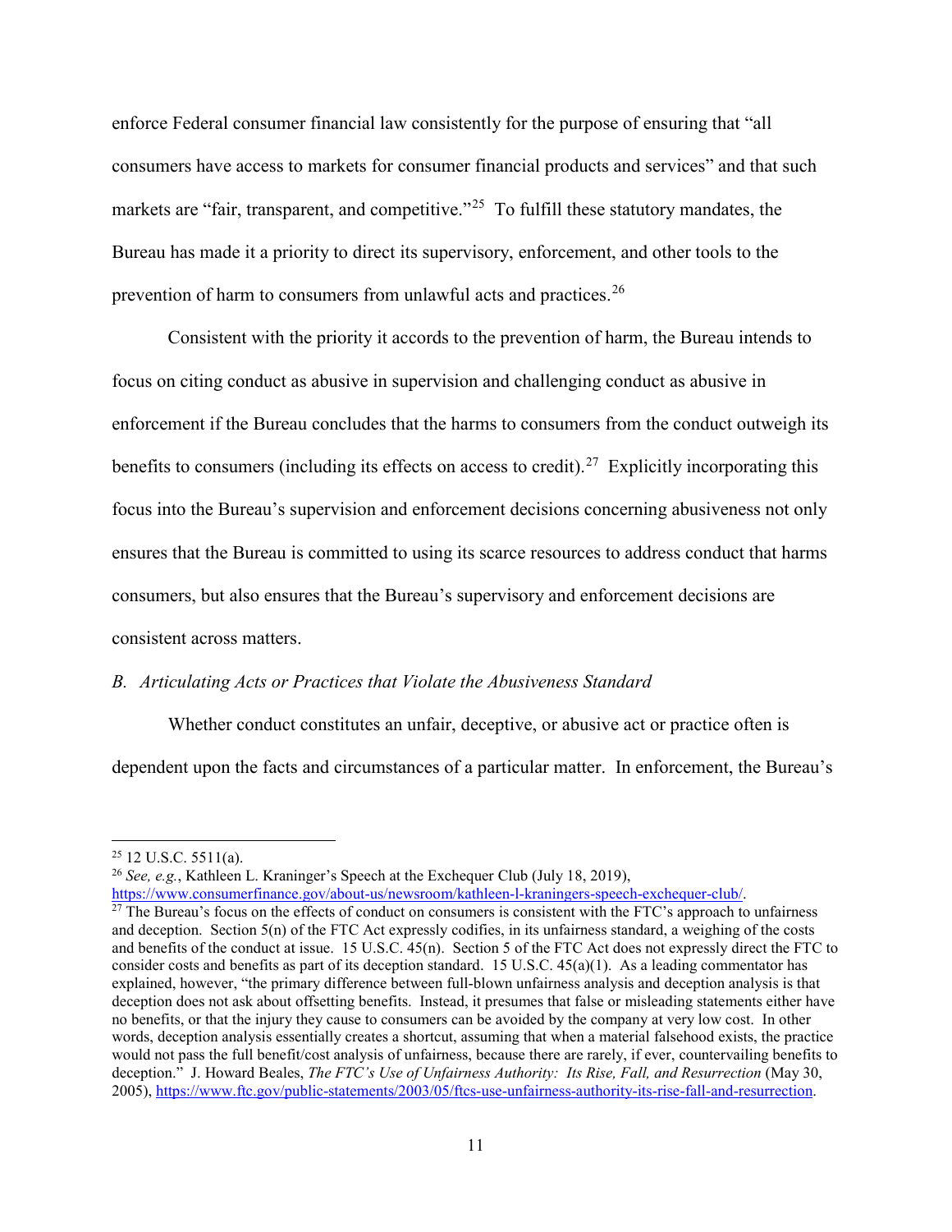enforce Federal consumer financial law consistently for the purpose of ensuring that "all consumers have access to markets for consumer financial products and services" and that such markets are "fair, transparent, and competitive."[25] To fulfill these statutory mandates, the Bureau has made it a priority to direct its supervisory, enforcement, and other tools to the prevention of harm to consumers from unlawful acts and practices.[26]

Consistent with the priority it accords to the prevention of harm, the Bureau intends to focus on citing conduct as abusive in supervision and challenging conduct as abusive in enforcement if the Bureau concludes that the harms to consumers from the conduct outweigh its benefits to consumers (including its effects on access to credit).[27] Explicitly incorporating this focus into the Bureau's supervision and enforcement decisions concerning abusiveness not only ensures that the Bureau is committed to using its scarce resources to address conduct that harms consumers, but also ensures that the Bureau's supervisory and enforcement decisions are consistent across matters.

### *B. Articulating Acts or Practices that Violate the Abusiveness Standard*

Whether conduct constitutes an unfair, deceptive, or abusive act or practice often is dependent upon the facts and circumstances of a particular matter. In enforcement, the Bureau's

---

[25] 12 U.S.C. 5511(a).

[26] *See, e.g.*, Kathleen L. Kraninger's Speech at the Exchequer Club (July 18, 2019), https://www.consumerfinance.gov/about-us/newsroom/kathleen-l-kraningers-speech-exchequer-club/.

[27] The Bureau's focus on the effects of conduct on consumers is consistent with the FTC's approach to unfairness and deception. Section 5(n) of the FTC Act expressly codifies, in its unfairness standard, a weighing of the costs and benefits of the conduct at issue. 15 U.S.C. 45(n). Section 5 of the FTC Act does not expressly direct the FTC to consider costs and benefits as part of its deception standard. 15 U.S.C. 45(a)(1). As a leading commentator has explained, however, "the primary difference between full-blown unfairness analysis and deception analysis is that deception does not ask about offsetting benefits. Instead, it presumes that false or misleading statements either have no benefits, or that the injury they cause to consumers can be avoided by the company at very low cost. In other words, deception analysis essentially creates a shortcut, assuming that when a material falsehood exists, the practice would not pass the full benefit/cost analysis of unfairness, because there are rarely, if ever, countervailing benefits to deception." J. Howard Beales, *The FTC's Use of Unfairness Authority: Its Rise, Fall, and Resurrection* (May 30, 2005), https://www.ftc.gov/public-statements/2003/05/ftcs-use-unfairness-authority-its-rise-fall-and-resurrection.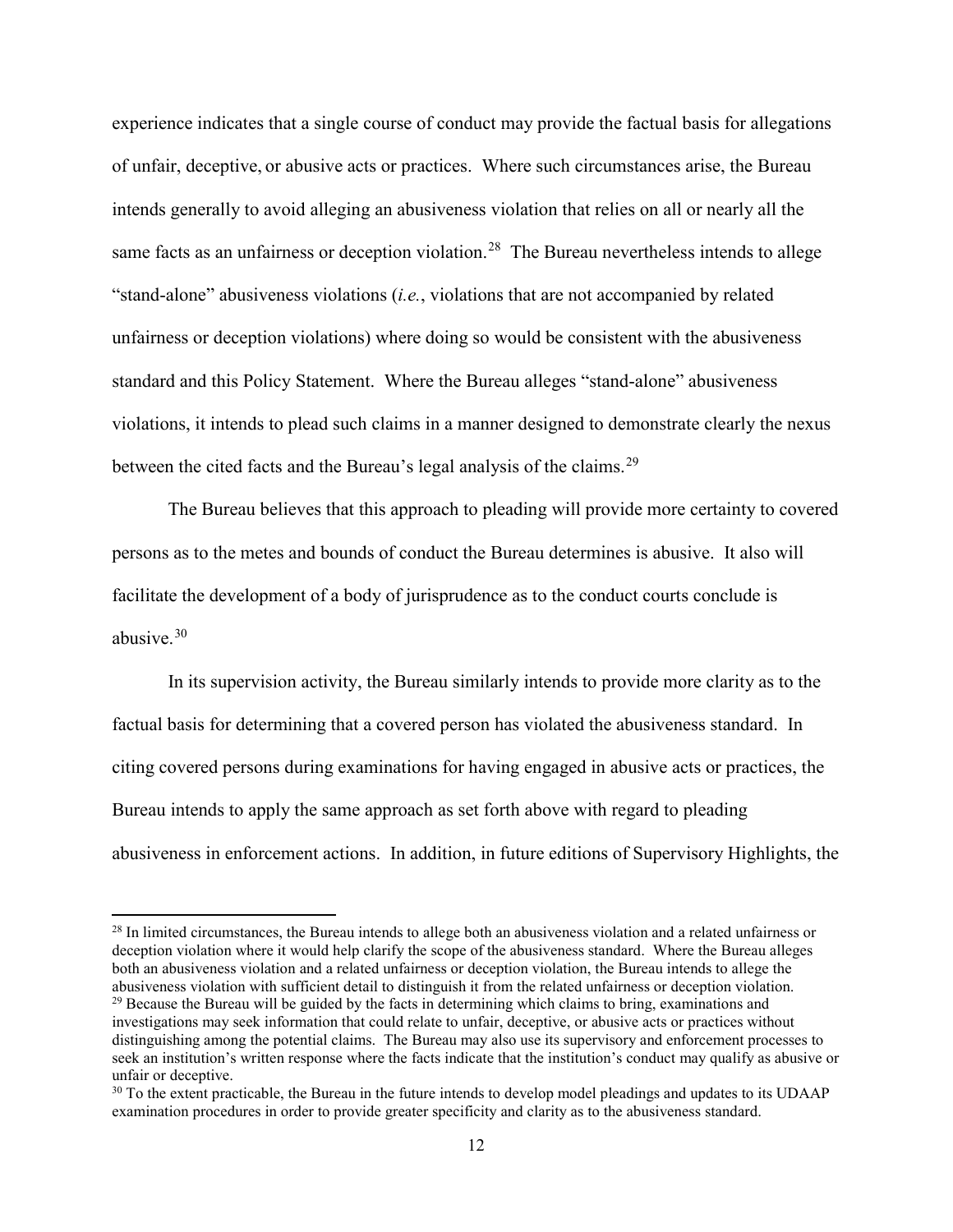experience indicates that a single course of conduct may provide the factual basis for allegations of unfair, deceptive, or abusive acts or practices. Where such circumstances arise, the Bureau intends generally to avoid alleging an abusiveness violation that relies on all or nearly all the same facts as an unfairness or deception violation.[28] The Bureau nevertheless intends to allege "stand-alone" abusiveness violations (*i.e.*, violations that are not accompanied by related unfairness or deception violations) where doing so would be consistent with the abusiveness standard and this Policy Statement. Where the Bureau alleges "stand-alone" abusiveness violations, it intends to plead such claims in a manner designed to demonstrate clearly the nexus between the cited facts and the Bureau's legal analysis of the claims.[29]

The Bureau believes that this approach to pleading will provide more certainty to covered persons as to the metes and bounds of conduct the Bureau determines is abusive. It also will facilitate the development of a body of jurisprudence as to the conduct courts conclude is abusive.[30]

In its supervision activity, the Bureau similarly intends to provide more clarity as to the factual basis for determining that a covered person has violated the abusiveness standard. In citing covered persons during examinations for having engaged in abusive acts or practices, the Bureau intends to apply the same approach as set forth above with regard to pleading abusiveness in enforcement actions. In addition, in future editions of Supervisory Highlights, the

---

[28] In limited circumstances, the Bureau intends to allege both an abusiveness violation and a related unfairness or deception violation where it would help clarify the scope of the abusiveness standard. Where the Bureau alleges both an abusiveness violation and a related unfairness or deception violation, the Bureau intends to allege the abusiveness violation with sufficient detail to distinguish it from the related unfairness or deception violation.

[29] Because the Bureau will be guided by the facts in determining which claims to bring, examinations and investigations may seek information that could relate to unfair, deceptive, or abusive acts or practices without distinguishing among the potential claims. The Bureau may also use its supervisory and enforcement processes to seek an institution's written response where the facts indicate that the institution's conduct may qualify as abusive or unfair or deceptive.

[30] To the extent practicable, the Bureau in the future intends to develop model pleadings and updates to its UDAAP examination procedures in order to provide greater specificity and clarity as to the abusiveness standard.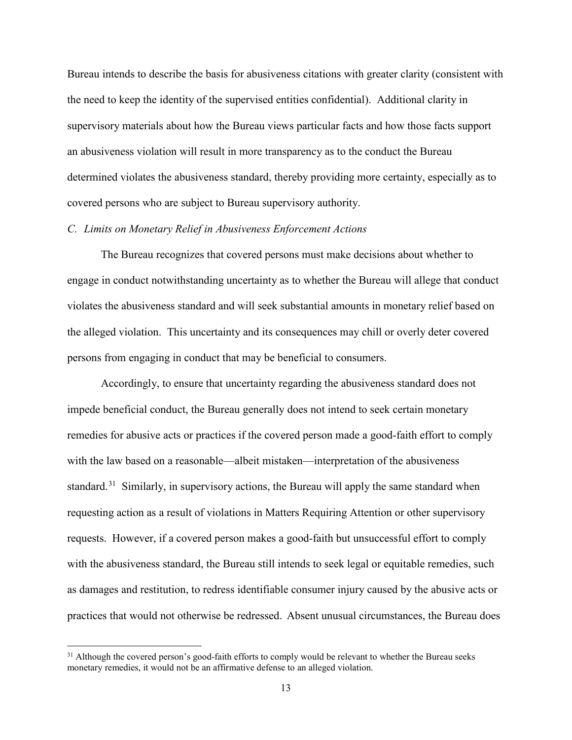Bureau intends to describe the basis for abusiveness citations with greater clarity (consistent with the need to keep the identity of the supervised entities confidential). Additional clarity in supervisory materials about how the Bureau views particular facts and how those facts support an abusiveness violation will result in more transparency as to the conduct the Bureau determined violates the abusiveness standard, thereby providing more certainty, especially as to covered persons who are subject to Bureau supervisory authority.

### *C. Limits on Monetary Relief in Abusiveness Enforcement Actions*

The Bureau recognizes that covered persons must make decisions about whether to engage in conduct notwithstanding uncertainty as to whether the Bureau will allege that conduct violates the abusiveness standard and will seek substantial amounts in monetary relief based on the alleged violation. This uncertainty and its consequences may chill or overly deter covered persons from engaging in conduct that may be beneficial to consumers.

Accordingly, to ensure that uncertainty regarding the abusiveness standard does not impede beneficial conduct, the Bureau generally does not intend to seek certain monetary remedies for abusive acts or practices if the covered person made a good-faith effort to comply with the law based on a reasonable—albeit mistaken—interpretation of the abusiveness standard.[31] Similarly, in supervisory actions, the Bureau will apply the same standard when requesting action as a result of violations in Matters Requiring Attention or other supervisory requests. However, if a covered person makes a good-faith but unsuccessful effort to comply with the abusiveness standard, the Bureau still intends to seek legal or equitable remedies, such as damages and restitution, to redress identifiable consumer injury caused by the abusive acts or practices that would not otherwise be redressed. Absent unusual circumstances, the Bureau does

[31] Although the covered person's good-faith efforts to comply would be relevant to whether the Bureau seeks monetary remedies, it would not be an affirmative defense to an alleged violation.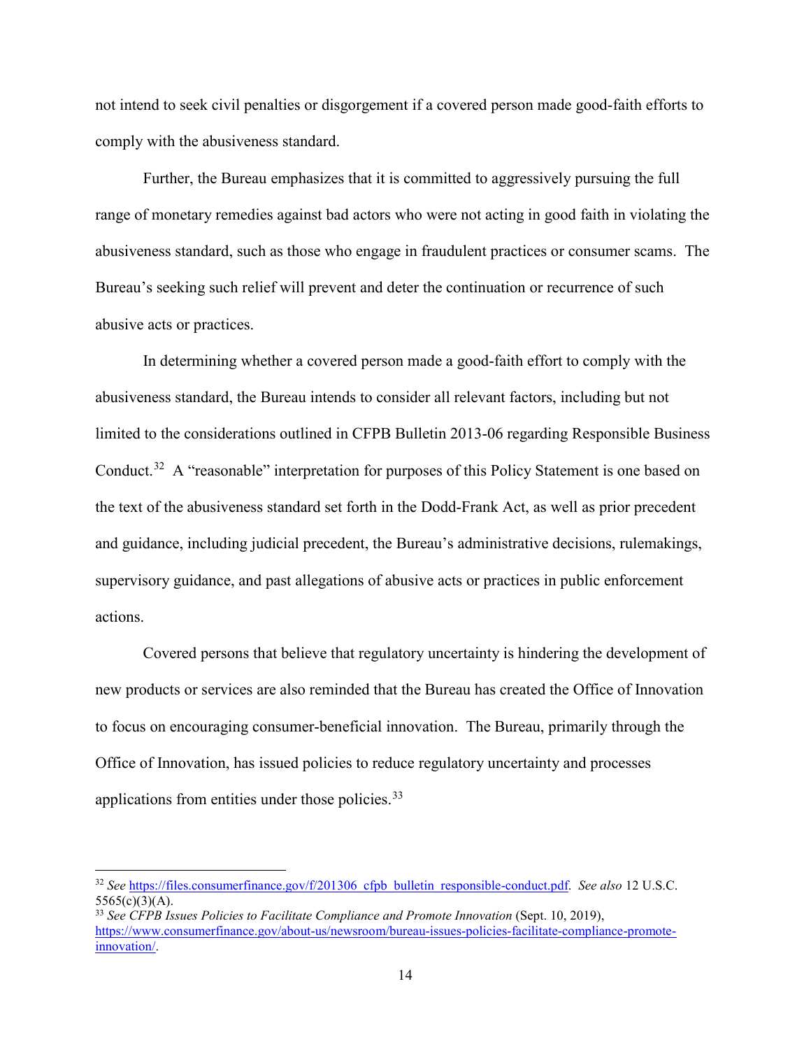not intend to seek civil penalties or disgorgement if a covered person made good-faith efforts to comply with the abusiveness standard.

Further, the Bureau emphasizes that it is committed to aggressively pursuing the full range of monetary remedies against bad actors who were not acting in good faith in violating the abusiveness standard, such as those who engage in fraudulent practices or consumer scams. The Bureau's seeking such relief will prevent and deter the continuation or recurrence of such abusive acts or practices.

In determining whether a covered person made a good-faith effort to comply with the abusiveness standard, the Bureau intends to consider all relevant factors, including but not limited to the considerations outlined in CFPB Bulletin 2013-06 regarding Responsible Business Conduct.[32] A "reasonable" interpretation for purposes of this Policy Statement is one based on the text of the abusiveness standard set forth in the Dodd-Frank Act, as well as prior precedent and guidance, including judicial precedent, the Bureau's administrative decisions, rulemakings, supervisory guidance, and past allegations of abusive acts or practices in public enforcement actions.

Covered persons that believe that regulatory uncertainty is hindering the development of new products or services are also reminded that the Bureau has created the Office of Innovation to focus on encouraging consumer-beneficial innovation. The Bureau, primarily through the Office of Innovation, has issued policies to reduce regulatory uncertainty and processes applications from entities under those policies.[33]

---

[32] *See* https://files.consumerfinance.gov/f/201306_cfpb_bulletin_responsible-conduct.pdf. *See also* 12 U.S.C. 5565(c)(3)(A).

[33] *See CFPB Issues Policies to Facilitate Compliance and Promote Innovation* (Sept. 10, 2019), https://www.consumerfinance.gov/about-us/newsroom/bureau-issues-policies-facilitate-compliance-promote-innovation/.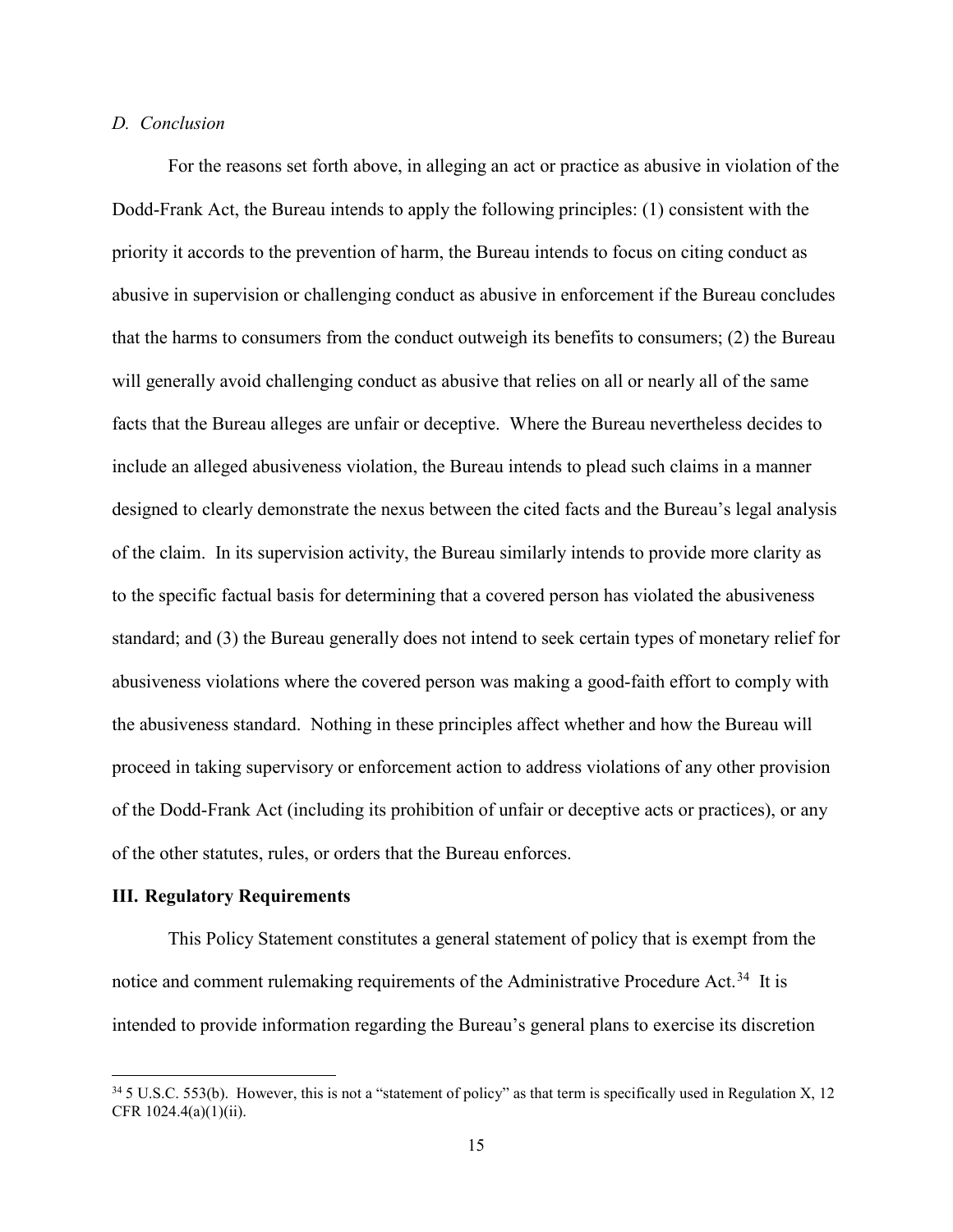*D. Conclusion*

For the reasons set forth above, in alleging an act or practice as abusive in violation of the Dodd-Frank Act, the Bureau intends to apply the following principles: (1) consistent with the priority it accords to the prevention of harm, the Bureau intends to focus on citing conduct as abusive in supervision or challenging conduct as abusive in enforcement if the Bureau concludes that the harms to consumers from the conduct outweigh its benefits to consumers; (2) the Bureau will generally avoid challenging conduct as abusive that relies on all or nearly all of the same facts that the Bureau alleges are unfair or deceptive. Where the Bureau nevertheless decides to include an alleged abusiveness violation, the Bureau intends to plead such claims in a manner designed to clearly demonstrate the nexus between the cited facts and the Bureau's legal analysis of the claim. In its supervision activity, the Bureau similarly intends to provide more clarity as to the specific factual basis for determining that a covered person has violated the abusiveness standard; and (3) the Bureau generally does not intend to seek certain types of monetary relief for abusiveness violations where the covered person was making a good-faith effort to comply with the abusiveness standard. Nothing in these principles affect whether and how the Bureau will proceed in taking supervisory or enforcement action to address violations of any other provision of the Dodd-Frank Act (including its prohibition of unfair or deceptive acts or practices), or any of the other statutes, rules, or orders that the Bureau enforces.

## III. Regulatory Requirements

This Policy Statement constitutes a general statement of policy that is exempt from the notice and comment rulemaking requirements of the Administrative Procedure Act.[34] It is intended to provide information regarding the Bureau's general plans to exercise its discretion

[34] 5 U.S.C. 553(b). However, this is not a "statement of policy" as that term is specifically used in Regulation X, 12 CFR 1024.4(a)(1)(ii).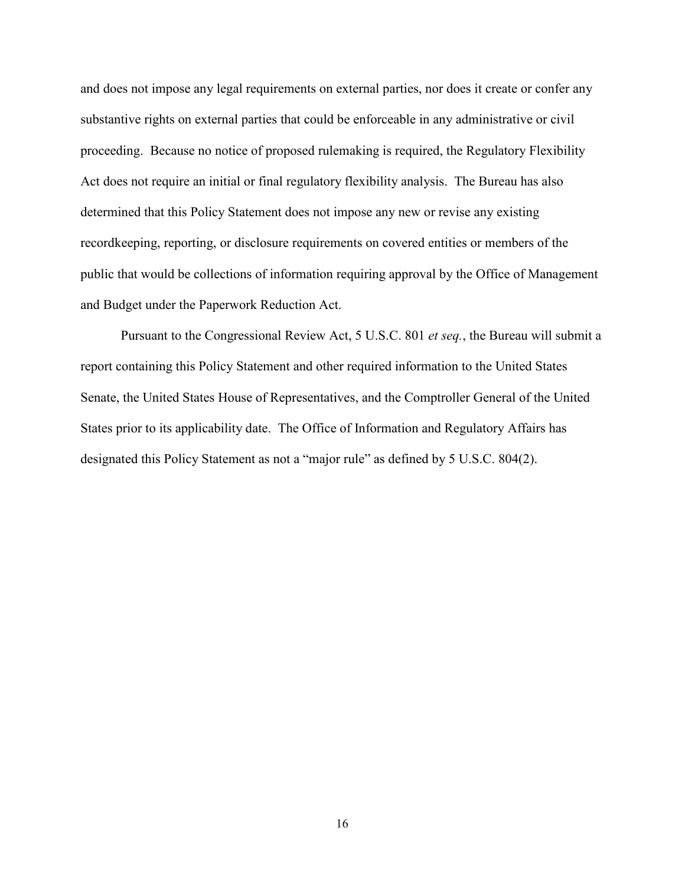and does not impose any legal requirements on external parties, nor does it create or confer any substantive rights on external parties that could be enforceable in any administrative or civil proceeding. Because no notice of proposed rulemaking is required, the Regulatory Flexibility Act does not require an initial or final regulatory flexibility analysis. The Bureau has also determined that this Policy Statement does not impose any new or revise any existing recordkeeping, reporting, or disclosure requirements on covered entities or members of the public that would be collections of information requiring approval by the Office of Management and Budget under the Paperwork Reduction Act.

Pursuant to the Congressional Review Act, 5 U.S.C. 801 *et seq.*, the Bureau will submit a report containing this Policy Statement and other required information to the United States Senate, the United States House of Representatives, and the Comptroller General of the United States prior to its applicability date. The Office of Information and Regulatory Affairs has designated this Policy Statement as not a "major rule" as defined by 5 U.S.C. 804(2).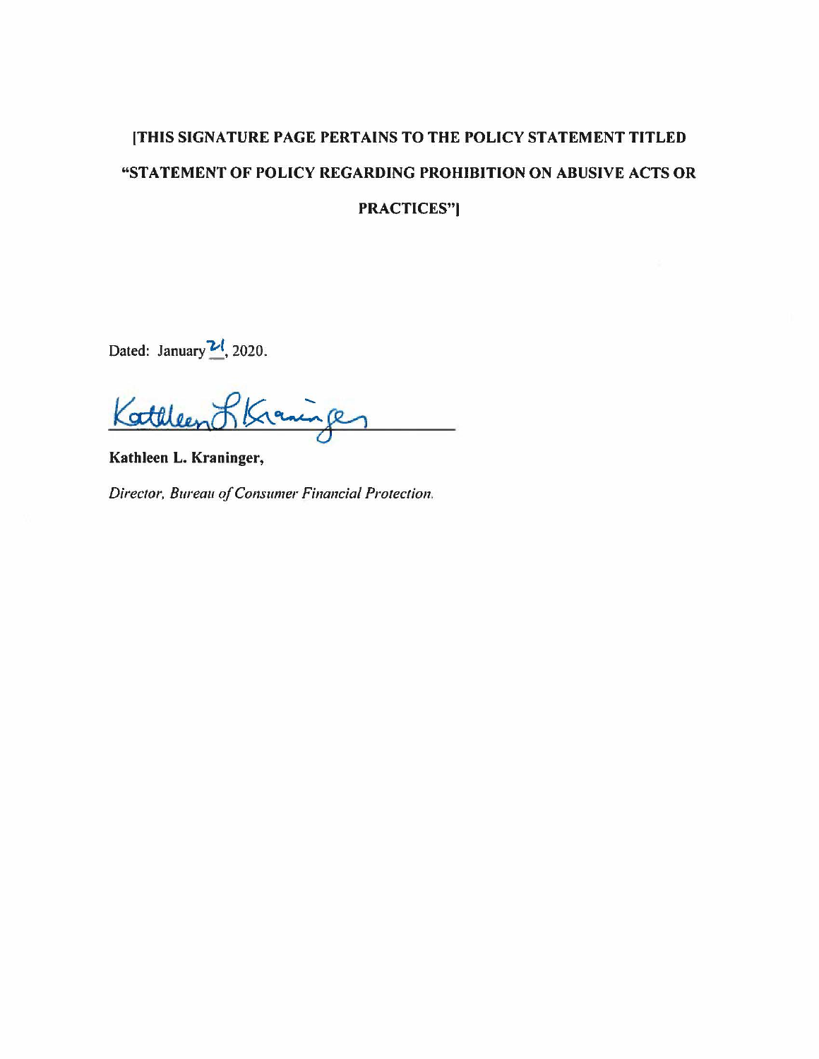**[THIS SIGNATURE PAGE PERTAINS TO THE POLICY STATEMENT TITLED "STATEMENT OF POLICY REGARDING PROHIBITION ON ABUSIVE ACTS OR PRACTICES"]**

Dated: January 21, 2020.

Kathleen L. Kraninger

**Kathleen L. Kraninger,**

*Director, Bureau of Consumer Financial Protection.*